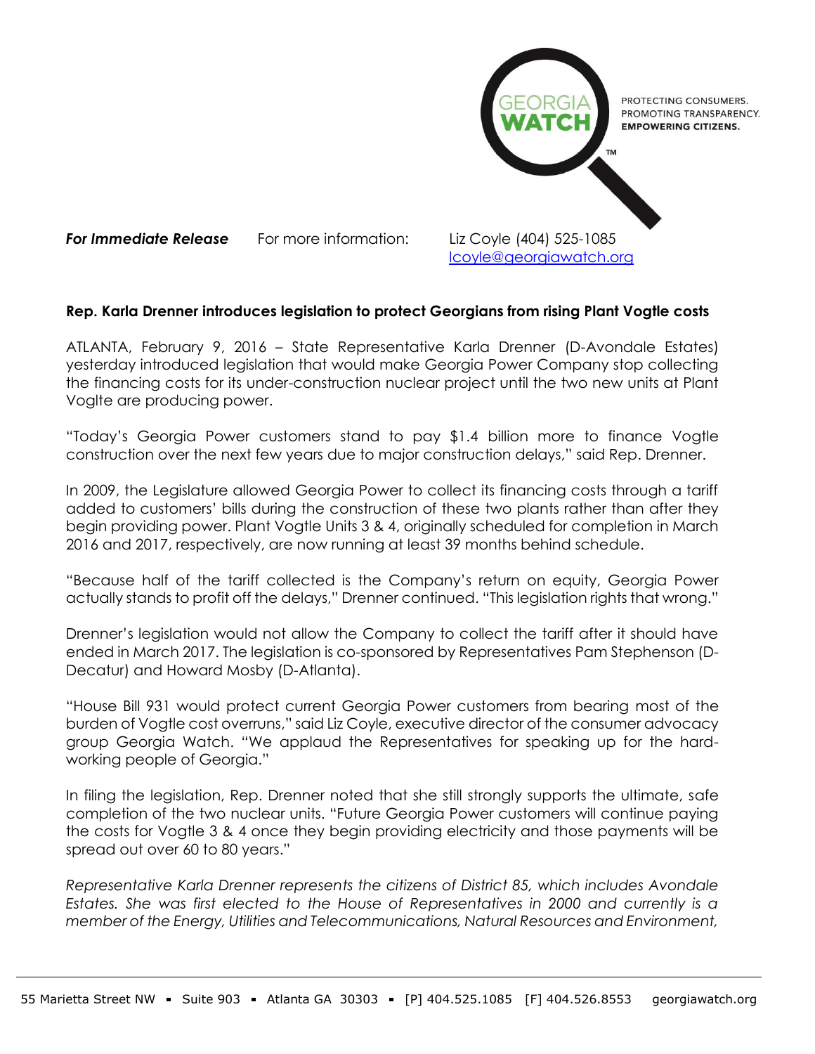GEORGIA WATCH™

PROTECTING CONSUMERS.
PROMOTING TRANSPARENCY.
**EMPOWERING CITIZENS.**

***For Immediate Release*** For more information: Liz Coyle (404) 525-1085
lcoyle@georgiawatch.org

**Rep. Karla Drenner introduces legislation to protect Georgians from rising Plant Vogtle costs**

ATLANTA, February 9, 2016 – State Representative Karla Drenner (D-Avondale Estates) yesterday introduced legislation that would make Georgia Power Company stop collecting the financing costs for its under-construction nuclear project until the two new units at Plant Voglte are producing power.

"Today's Georgia Power customers stand to pay $1.4 billion more to finance Vogtle construction over the next few years due to major construction delays," said Rep. Drenner.

In 2009, the Legislature allowed Georgia Power to collect its financing costs through a tariff added to customers' bills during the construction of these two plants rather than after they begin providing power. Plant Vogtle Units 3 & 4, originally scheduled for completion in March 2016 and 2017, respectively, are now running at least 39 months behind schedule.

"Because half of the tariff collected is the Company's return on equity, Georgia Power actually stands to profit off the delays," Drenner continued. "This legislation rights that wrong."

Drenner's legislation would not allow the Company to collect the tariff after it should have ended in March 2017. The legislation is co-sponsored by Representatives Pam Stephenson (D-Decatur) and Howard Mosby (D-Atlanta).

"House Bill 931 would protect current Georgia Power customers from bearing most of the burden of Vogtle cost overruns," said Liz Coyle, executive director of the consumer advocacy group Georgia Watch. "We applaud the Representatives for speaking up for the hard-working people of Georgia."

In filing the legislation, Rep. Drenner noted that she still strongly supports the ultimate, safe completion of the two nuclear units. "Future Georgia Power customers will continue paying the costs for Vogtle 3 & 4 once they begin providing electricity and those payments will be spread out over 60 to 80 years."

*Representative Karla Drenner represents the citizens of District 85, which includes Avondale Estates. She was first elected to the House of Representatives in 2000 and currently is a member of the Energy, Utilities and Telecommunications, Natural Resources and Environment,*

55 Marietta Street NW ▪ Suite 903 ▪ Atlanta GA 30303 ▪ [P] 404.525.1085 [F] 404.526.8553 georgiawatch.org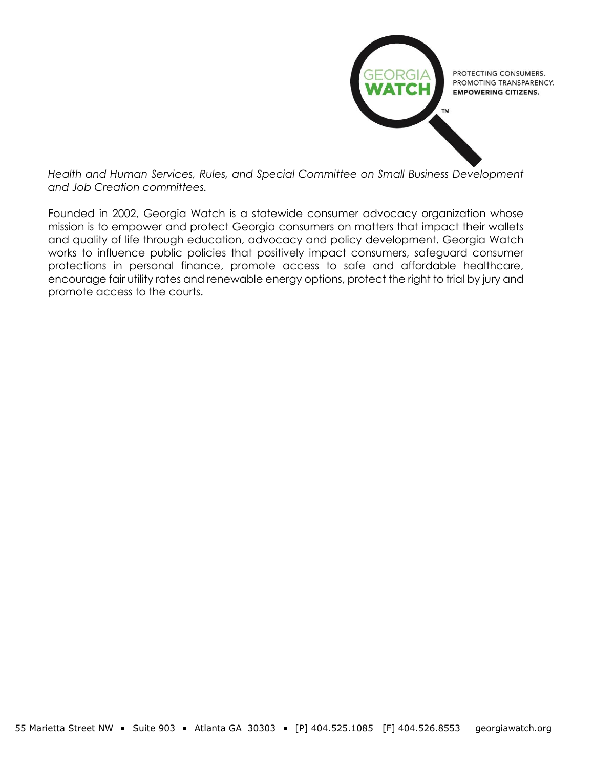*Health and Human Services, Rules, and Special Committee on Small Business Development and Job Creation committees.*

Founded in 2002, Georgia Watch is a statewide consumer advocacy organization whose mission is to empower and protect Georgia consumers on matters that impact their wallets and quality of life through education, advocacy and policy development. Georgia Watch works to influence public policies that positively impact consumers, safeguard consumer protections in personal finance, promote access to safe and affordable healthcare, encourage fair utility rates and renewable energy options, protect the right to trial by jury and promote access to the courts.